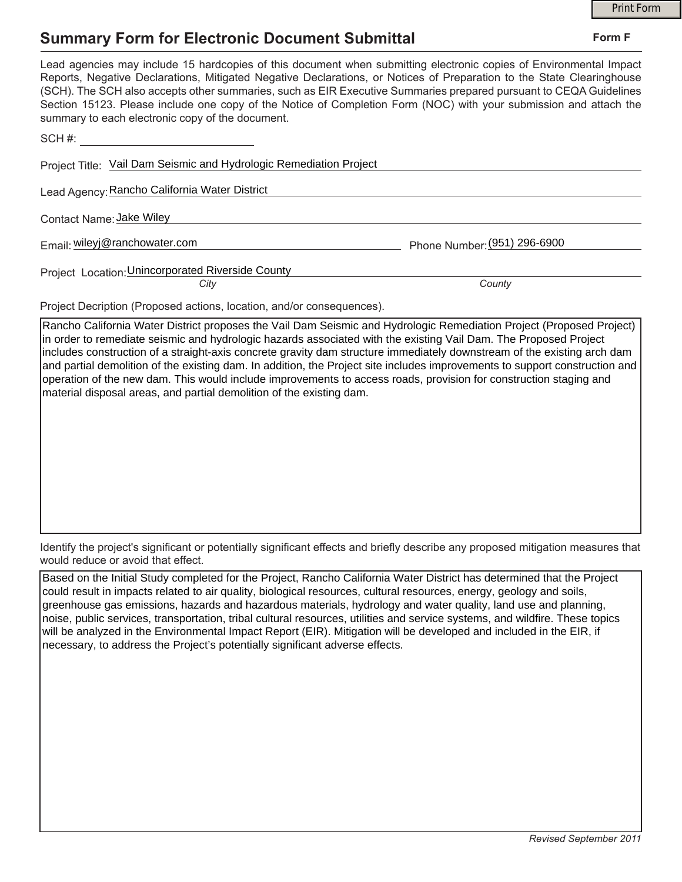# Summary Form for Electronic Document Submittal

**Form F**

Lead agencies may include 15 hardcopies of this document when submitting electronic copies of Environmental Impact Reports, Negative Declarations, Mitigated Negative Declarations, or Notices of Preparation to the State Clearinghouse (SCH). The SCH also accepts other summaries, such as EIR Executive Summaries prepared pursuant to CEQA Guidelines Section 15123. Please include one copy of the Notice of Completion Form (NOC) with your submission and attach the summary to each electronic copy of the document.

SCH #: ____________________

Project Title: Vail Dam Seismic and Hydrologic Remediation Project

Lead Agency: Rancho California Water District

Contact Name: Jake Wiley

Email: wileyj@ranchowater.com  Phone Number: (951) 296-6900

Project Location: Unincorporated Riverside County
*City*  *County*

Project Decription (Proposed actions, location, and/or consequences).

Rancho California Water District proposes the Vail Dam Seismic and Hydrologic Remediation Project (Proposed Project) in order to remediate seismic and hydrologic hazards associated with the existing Vail Dam. The Proposed Project includes construction of a straight-axis concrete gravity dam structure immediately downstream of the existing arch dam and partial demolition of the existing dam. In addition, the Project site includes improvements to support construction and operation of the new dam. This would include improvements to access roads, provision for construction staging and material disposal areas, and partial demolition of the existing dam.

Identify the project's significant or potentially significant effects and briefly describe any proposed mitigation measures that would reduce or avoid that effect.

Based on the Initial Study completed for the Project, Rancho California Water District has determined that the Project could result in impacts related to air quality, biological resources, cultural resources, energy, geology and soils, greenhouse gas emissions, hazards and hazardous materials, hydrology and water quality, land use and planning, noise, public services, transportation, tribal cultural resources, utilities and service systems, and wildfire. These topics will be analyzed in the Environmental Impact Report (EIR). Mitigation will be developed and included in the EIR, if necessary, to address the Project's potentially significant adverse effects.

*Revised September 2011*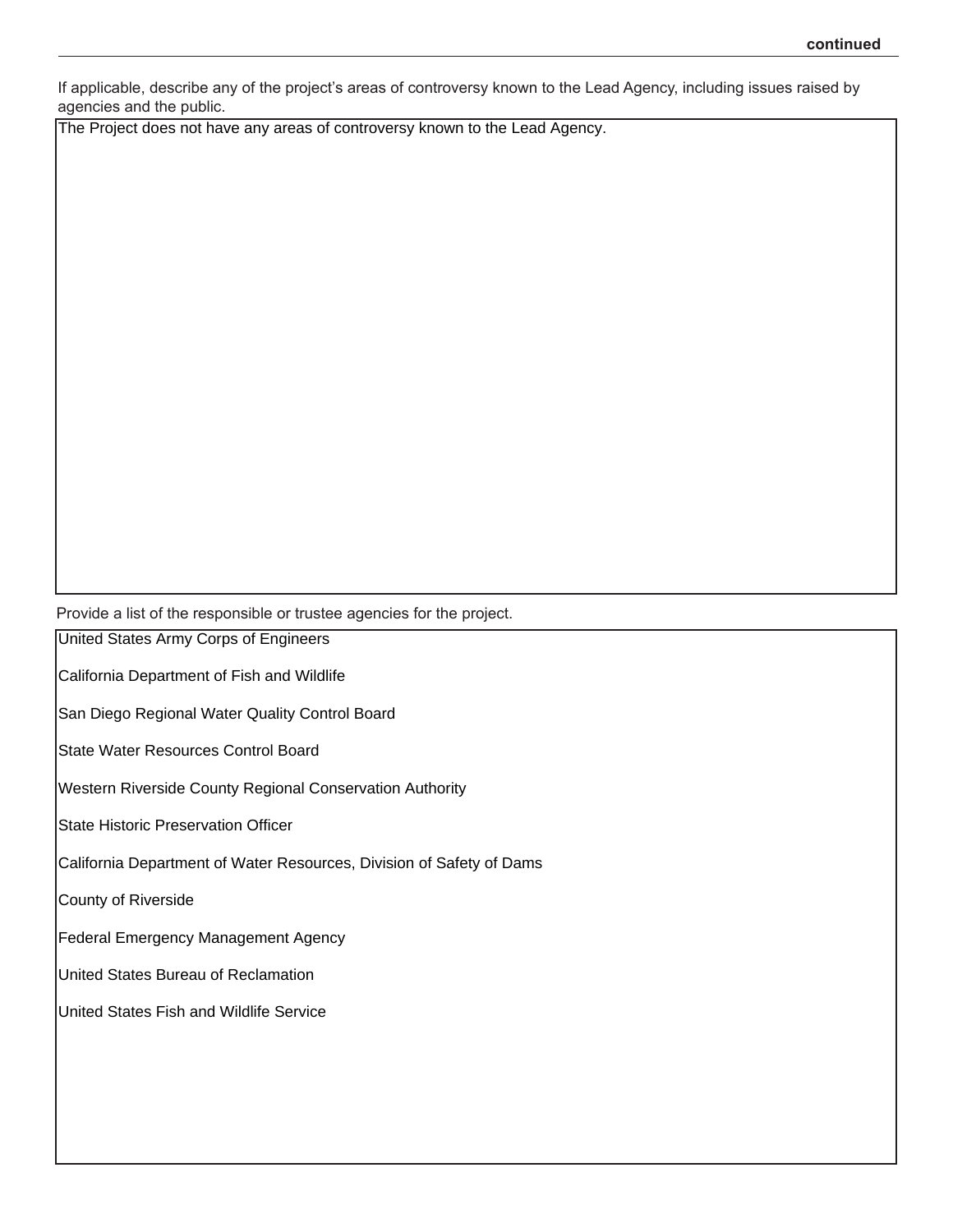continued

If applicable, describe any of the project's areas of controversy known to the Lead Agency, including issues raised by agencies and the public.

The Project does not have any areas of controversy known to the Lead Agency.

Provide a list of the responsible or trustee agencies for the project.

United States Army Corps of Engineers

California Department of Fish and Wildlife

San Diego Regional Water Quality Control Board

State Water Resources Control Board

Western Riverside County Regional Conservation Authority

State Historic Preservation Officer

California Department of Water Resources, Division of Safety of Dams

County of Riverside

Federal Emergency Management Agency

United States Bureau of Reclamation

United States Fish and Wildlife Service